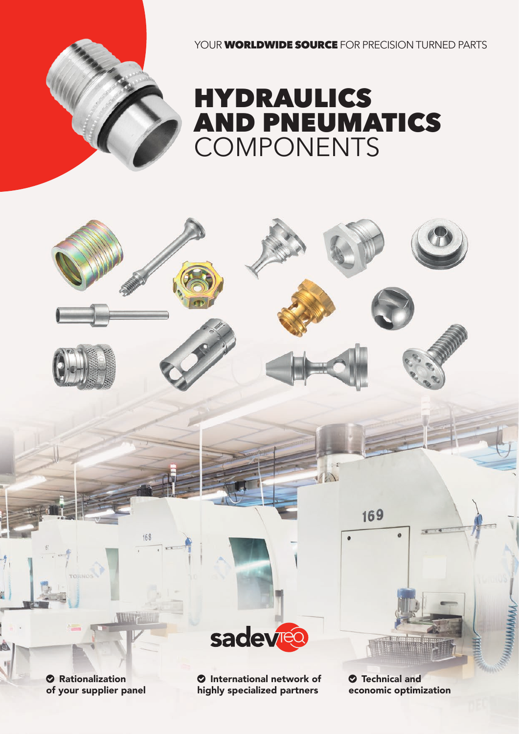YOUR **WORLDWIDE SOURCE** FOR PRECISION TURNED PARTS

# HYDRAULICS AND PNEUMATICS COMPONENTS

sadevteq

- **Rationalization of your supplier panel**
- **International network of highly specialized partners**
- **Technical and economic optimization**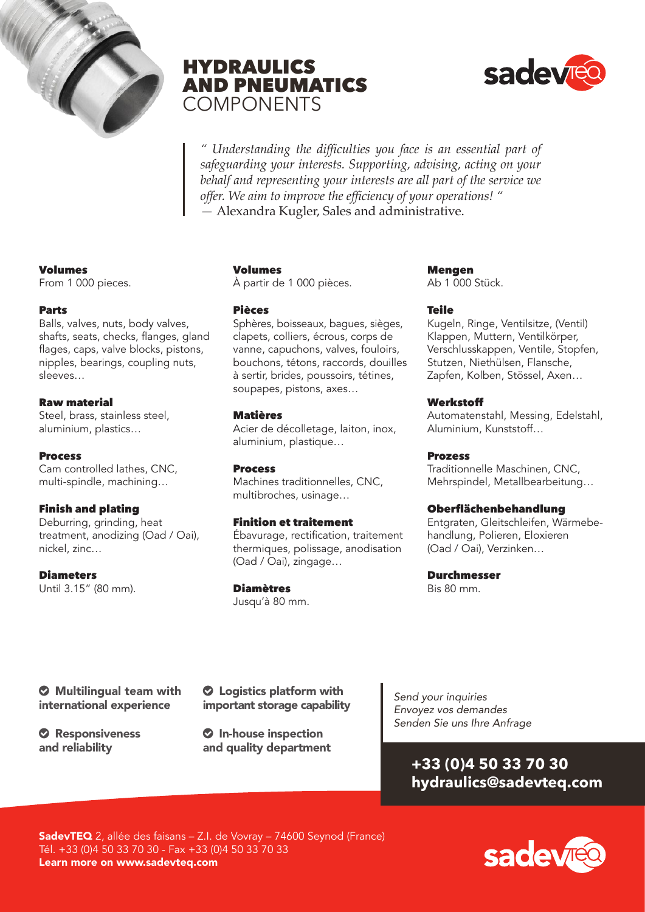# HYDRAULICS AND PNEUMATICS COMPONENTS

*" Understanding the difficulties you face is an essential part of safeguarding your interests. Supporting, advising, acting on your behalf and representing your interests are all part of the service we offer. We aim to improve the efficiency of your operations! "*
— Alexandra Kugler, Sales and administrative.

**Volumes**
From 1 000 pieces.

**Parts**
Balls, valves, nuts, body valves, shafts, seats, checks, flanges, gland flages, caps, valve blocks, pistons, nipples, bearings, coupling nuts, sleeves…

**Raw material**
Steel, brass, stainless steel, aluminium, plastics…

**Process**
Cam controlled lathes, CNC, multi-spindle, machining…

**Finish and plating**
Deburring, grinding, heat treatment, anodizing (Oad / Oai), nickel, zinc…

**Diameters**
Until 3.15" (80 mm).

**Volumes**
À partir de 1 000 pièces.

**Pièces**
Sphères, boisseaux, bagues, sièges, clapets, colliers, écrous, corps de vanne, capuchons, valves, fouloirs, bouchons, tétons, raccords, douilles à sertir, brides, poussoirs, tétines, soupapes, pistons, axes…

**Matières**
Acier de décolletage, laiton, inox, aluminium, plastique…

**Process**
Machines traditionnelles, CNC, multibroches, usinage…

**Finition et traitement**
Ébavurage, rectification, traitement thermiques, polissage, anodisation (Oad / Oai), zingage…

**Diamètres**
Jusqu'à 80 mm.

**Mengen**
Ab 1 000 Stück.

**Teile**
Kugeln, Ringe, Ventilsitze, (Ventil) Klappen, Muttern, Ventilkörper, Verschlusskappen, Ventile, Stopfen, Stutzen, Niethülsen, Flansche, Zapfen, Kolben, Stössel, Axen…

**Werkstoff**
Automatenstahl, Messing, Edelstahl, Aluminium, Kunststoff…

**Prozess**
Traditionnelle Maschinen, CNC, Mehrspindel, Metallbearbeitung…

**Oberflächenbehandlung**
Entgraten, Gleitschleifen, Wärmebehandlung, Polieren, Eloxieren (Oad / Oai), Verzinken…

**Durchmesser**
Bis 80 mm.

- **Multilingual team with international experience**
- **Responsiveness and reliability**
- **Logistics platform with important storage capability**
- **In-house inspection and quality department**

*Send your inquiries*
*Envoyez vos demandes*
*Senden Sie uns Ihre Anfrage*

**+33 (0)4 50 33 70 30**
**hydraulics@sadevteq.com**

**SadevTEQ** 2, allée des faisans – Z.I. de Vovray – 74600 Seynod (France)
Tél. +33 (0)4 50 33 70 30 - Fax +33 (0)4 50 33 70 33
**Learn more on www.sadevteq.com**